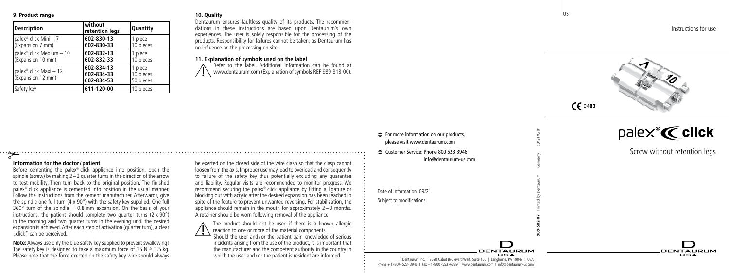## 9. Product range

| Description | without retention legs | Quantity |
|---|---|---|
| palex® click Mini – 7 (Expansion 7 mm) | 602-830-13<br>602-830-33 | 1 piece<br>10 pieces |
| palex® click Medium – 10 (Expansion 10 mm) | 602-832-13<br>602-832-33 | 1 piece<br>10 pieces |
| palex® click Maxi – 12 (Expansion 12 mm) | 602-834-13<br>602-834-33<br>602-834-53 | 1 piece<br>10 pieces<br>50 pieces |
| Safety key | 611-120-00 | 10 pieces |

## 10. Quality

Dentaurum ensures faultless quality of its products. The recommendations in these instructions are based upon Dentaurum´s own experiences. The user is solely responsible for the processing of the products. Responsibility for failures cannot be taken, as Dentaurum has no influence on the processing on site.

## 11. Explanation of symbols used on the label

Refer to the label. Additional information can be found at www.dentaurum.com (Explanation of symbols REF 989-313-00).

### Information for the doctor / patient

Before cementing the palex® click appliance into position, open the spindle (screw) by making 2 – 3 quarter turns in the direction of the arrow to test mobility. Then turn back to the original position. The finished palex® click appliance is cemented into position in the usual manner. Follow the instructions from the cement manufacturer. Afterwards, give the spindle one full turn (4 x 90°) with the safety key supplied. One full 360° turn of the spindle = 0.8 mm expansion. On the basis of your instructions, the patient should complete two quarter turns (2 x 90°) in the morning and two quarter turns in the evening until the desired expansion is achieved. After each step of activation (quarter turn), a clear „click" can be perceived.

**Note:** Always use only the blue safety key supplied to prevent swallowing! The safety key is designed to take a maximum force of 35 N ≙ 3.5 kg. Please note that the force exerted on the safety key wire should always be exerted on the closed side of the wire clasp so that the clasp cannot loosen from the axis. Improper use may lead to overload and consequently to failure of the safety key thus potentially excluding any guarantee and liability. Regular visits are recommended to monitor progress. We recommend securing the palex® click appliance by fitting a ligature or blocking out with acrylic after the desired expansion has been reached in spite of the feature to prevent unwanted reversing. For stabilization, the appliance should remain in the mouth for approximately 2 – 3 months. A retainer should be worn following removal of the appliance.

The product should not be used if there is a known allergic reaction to one or more of the material components.
Should the user and / or the patient gain knowledge of serious incidents arising from the use of the product, it is important that the manufacturer and the competent authority in the country in which the user and / or the patient is resident are informed.

➲ For more information on our products, please visit www.dentaurum.com

➲ Customer Service: Phone 800 523 3946
info@dentaurum-us.com

Date of information: 09/21

Subject to modifications

989-502-07 Printed by Dentaurum Germany 09/21/C/R1

DENTAURUM USA

Dentaurum Inc. | 2050 Cabot Boulevard West, Suite 100 | Langhorne, PA 19047 I USA
Phone + 1 - 800 - 523 - 3946 I Fax + 1 - 800 - 553 - 6389 | www.dentaurum.com I info@dentaurum-us.com

US

Instructions for use

CE 0483

# palex® click

Screw without retention legs

DENTAURUM USA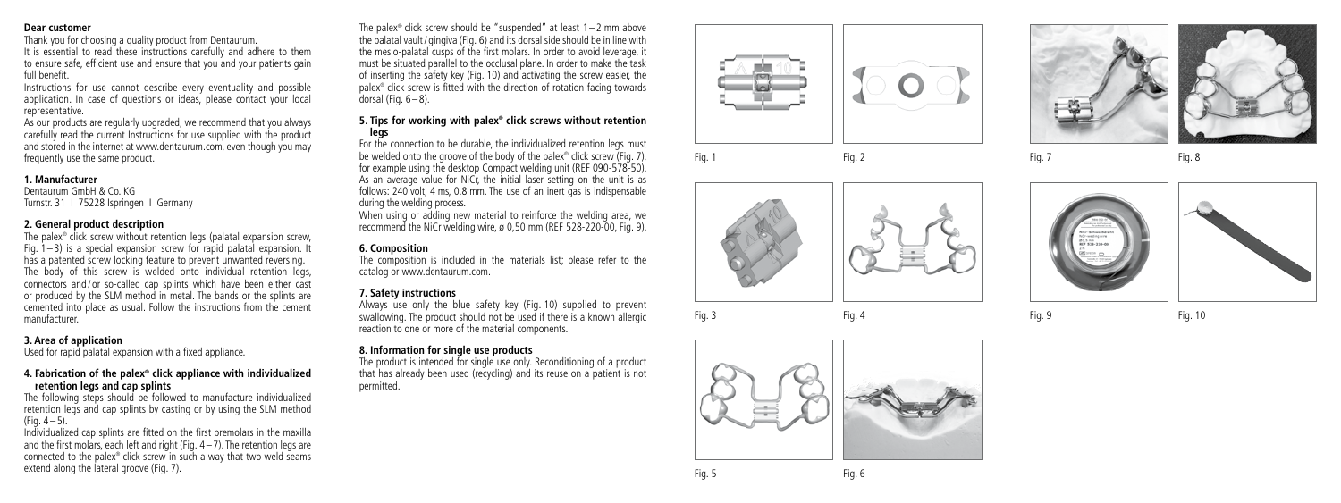**Dear customer**

Thank you for choosing a quality product from Dentaurum.

It is essential to read these instructions carefully and adhere to them to ensure safe, efficient use and ensure that you and your patients gain full benefit.

Instructions for use cannot describe every eventuality and possible application. In case of questions or ideas, please contact your local representative.

As our products are regularly upgraded, we recommend that you always carefully read the current Instructions for use supplied with the product and stored in the internet at www.dentaurum.com, even though you may frequently use the same product.

## 1. Manufacturer

Dentaurum GmbH & Co. KG
Turnstr. 31 I 75228 Ispringen I Germany

## 2. General product description

The palex® click screw without retention legs (palatal expansion screw, Fig. 1–3) is a special expansion screw for rapid palatal expansion. It has a patented screw locking feature to prevent unwanted reversing.
The body of this screw is welded onto individual retention legs, connectors and/or so-called cap splints which have been either cast or produced by the SLM method in metal. The bands or the splints are cemented into place as usual. Follow the instructions from the cement manufacturer.

## 3. Area of application

Used for rapid palatal expansion with a fixed appliance.

## 4. Fabrication of the palex® click appliance with individualized retention legs and cap splints

The following steps should be followed to manufacture individualized retention legs and cap splints by casting or by using the SLM method (Fig. 4–5).

Individualized cap splints are fitted on the first premolars in the maxilla and the first molars, each left and right (Fig. 4–7). The retention legs are connected to the palex® click screw in such a way that two weld seams extend along the lateral groove (Fig. 7).

The palex® click screw should be "suspended" at least 1–2 mm above the palatal vault/gingiva (Fig. 6) and its dorsal side should be in line with the mesio-palatal cusps of the first molars. In order to avoid leverage, it must be situated parallel to the occlusal plane. In order to make the task of inserting the safety key (Fig. 10) and activating the screw easier, the palex® click screw is fitted with the direction of rotation facing towards dorsal (Fig. 6–8).

## 5. Tips for working with palex® click screws without retention legs

For the connection to be durable, the individualized retention legs must be welded onto the groove of the body of the palex® click screw (Fig. 7), for example using the desktop Compact welding unit (REF 090-578-50). As an average value for NiCr, the initial laser setting on the unit is as follows: 240 volt, 4 ms, 0.8 mm. The use of an inert gas is indispensable during the welding process.

When using or adding new material to reinforce the welding area, we recommend the NiCr welding wire, ø 0,50 mm (REF 528-220-00, Fig. 9).

## 6. Composition

The composition is included in the materials list; please refer to the catalog or www.dentaurum.com.

## 7. Safety instructions

Always use only the blue safety key (Fig. 10) supplied to prevent swallowing. The product should not be used if there is a known allergic reaction to one or more of the material components.

## 8. Information for single use products

The product is intended for single use only. Reconditioning of a product that has already been used (recycling) and its reuse on a patient is not permitted.

Fig. 1

Fig. 2

Fig. 3

Fig. 4

Fig. 5

Fig. 6

Fig. 7

Fig. 8

Fig. 9

Fig. 10